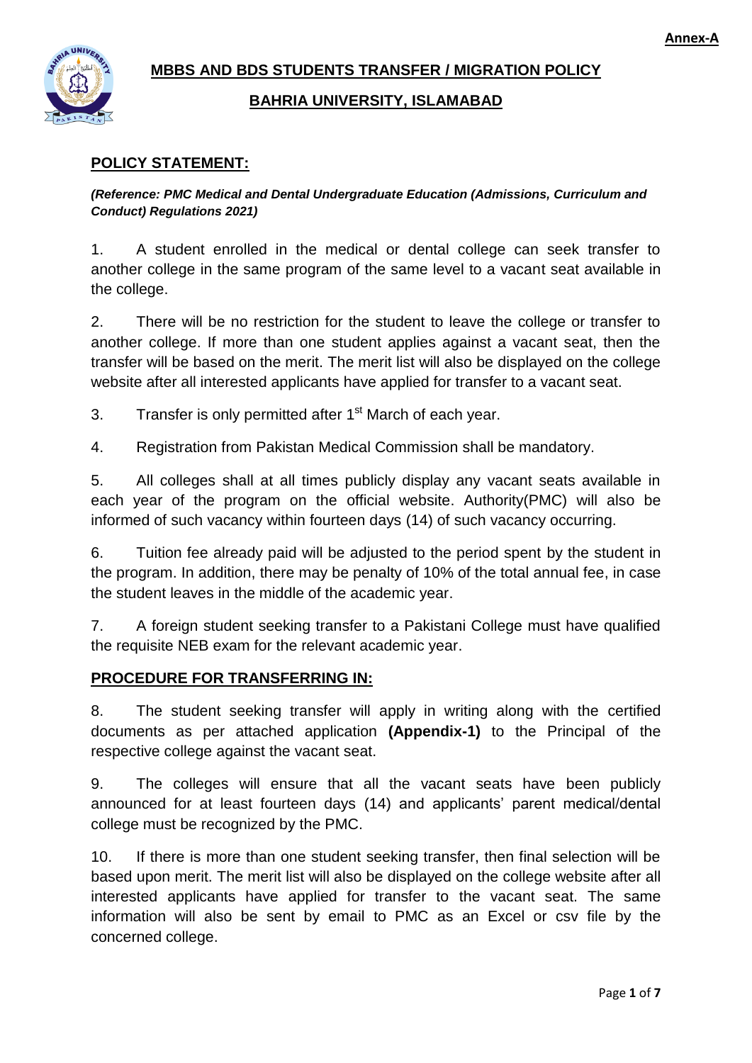**Annex-A**

# MBBS AND BDS STUDENTS TRANSFER / MIGRATION POLICY

## BAHRIA UNIVERSITY, ISLAMABAD

## POLICY STATEMENT:

***(Reference: PMC Medical and Dental Undergraduate Education (Admissions, Curriculum and Conduct) Regulations 2021)***

1. A student enrolled in the medical or dental college can seek transfer to another college in the same program of the same level to a vacant seat available in the college.

2. There will be no restriction for the student to leave the college or transfer to another college. If more than one student applies against a vacant seat, then the transfer will be based on the merit. The merit list will also be displayed on the college website after all interested applicants have applied for transfer to a vacant seat.

3. Transfer is only permitted after 1st March of each year.

4. Registration from Pakistan Medical Commission shall be mandatory.

5. All colleges shall at all times publicly display any vacant seats available in each year of the program on the official website. Authority(PMC) will also be informed of such vacancy within fourteen days (14) of such vacancy occurring.

6. Tuition fee already paid will be adjusted to the period spent by the student in the program. In addition, there may be penalty of 10% of the total annual fee, in case the student leaves in the middle of the academic year.

7. A foreign student seeking transfer to a Pakistani College must have qualified the requisite NEB exam for the relevant academic year.

## PROCEDURE FOR TRANSFERRING IN:

8. The student seeking transfer will apply in writing along with the certified documents as per attached application **(Appendix-1)** to the Principal of the respective college against the vacant seat.

9. The colleges will ensure that all the vacant seats have been publicly announced for at least fourteen days (14) and applicants' parent medical/dental college must be recognized by the PMC.

10. If there is more than one student seeking transfer, then final selection will be based upon merit. The merit list will also be displayed on the college website after all interested applicants have applied for transfer to the vacant seat. The same information will also be sent by email to PMC as an Excel or csv file by the concerned college.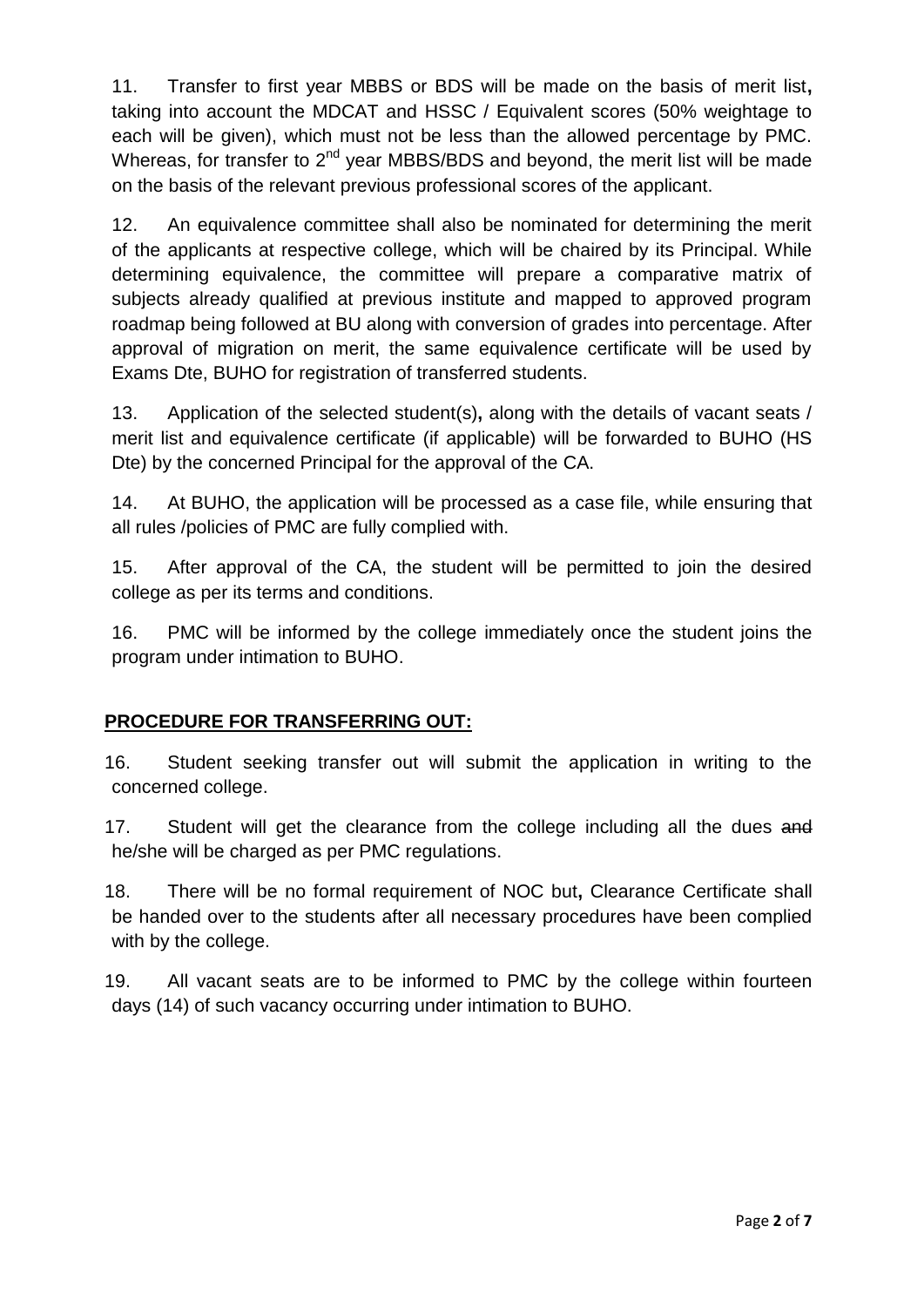11. Transfer to first year MBBS or BDS will be made on the basis of merit list**,** taking into account the MDCAT and HSSC / Equivalent scores (50% weightage to each will be given), which must not be less than the allowed percentage by PMC. Whereas, for transfer to 2nd year MBBS/BDS and beyond, the merit list will be made on the basis of the relevant previous professional scores of the applicant.

12. An equivalence committee shall also be nominated for determining the merit of the applicants at respective college, which will be chaired by its Principal. While determining equivalence, the committee will prepare a comparative matrix of subjects already qualified at previous institute and mapped to approved program roadmap being followed at BU along with conversion of grades into percentage. After approval of migration on merit, the same equivalence certificate will be used by Exams Dte, BUHO for registration of transferred students.

13. Application of the selected student(s)**,** along with the details of vacant seats / merit list and equivalence certificate (if applicable) will be forwarded to BUHO (HS Dte) by the concerned Principal for the approval of the CA.

14. At BUHO, the application will be processed as a case file, while ensuring that all rules /policies of PMC are fully complied with.

15. After approval of the CA, the student will be permitted to join the desired college as per its terms and conditions.

16. PMC will be informed by the college immediately once the student joins the program under intimation to BUHO.

## PROCEDURE FOR TRANSFERRING OUT:

16. Student seeking transfer out will submit the application in writing to the concerned college.

17. Student will get the clearance from the college including all the dues ~~and~~ he/she will be charged as per PMC regulations.

18. There will be no formal requirement of NOC but**,** Clearance Certificate shall be handed over to the students after all necessary procedures have been complied with by the college.

19. All vacant seats are to be informed to PMC by the college within fourteen days (14) of such vacancy occurring under intimation to BUHO.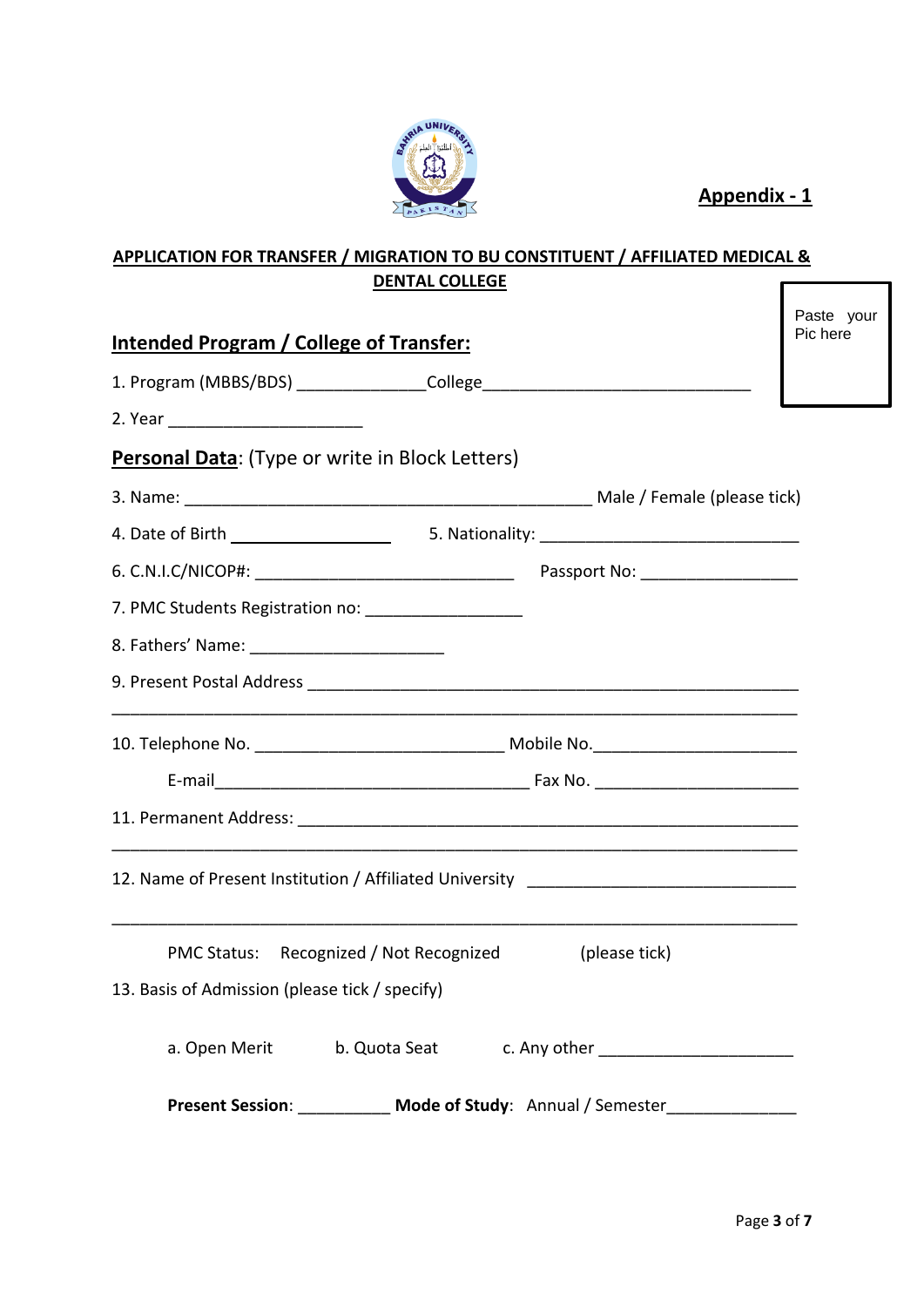**Appendix - 1**

## APPLICATION FOR TRANSFER / MIGRATION TO BU CONSTITUENT / AFFILIATED MEDICAL & DENTAL COLLEGE

Paste your Pic here

### Intended Program / College of Transfer:

1. Program (MBBS/BDS) ______________College______________________________

2. Year _____________________

### Personal Data: (Type or write in Block Letters)

3. Name: ______________________________________________ Male / Female (please tick)

4. Date of Birth __________________ 5. Nationality: ____________________________

6. C.N.I.C/NICOP#: _____________________________ Passport No: _________________

7. PMC Students Registration no: _________________

8. Fathers' Name: _____________________

9. Present Postal Address ______________________________________________________

_______________________________________________________________________________

10. Telephone No. ___________________________ Mobile No.______________________

E-mail____________________________________ Fax No. ______________________

11. Permanent Address: ________________________________________________________

_______________________________________________________________________________

12. Name of Present Institution / Affiliated University ____________________________

_______________________________________________________________________________

PMC Status: Recognized / Not Recognized (please tick)

13. Basis of Admission (please tick / specify)

a. Open Merit b. Quota Seat c. Any other _____________________

**Present Session**: __________ **Mode of Study**: Annual / Semester______________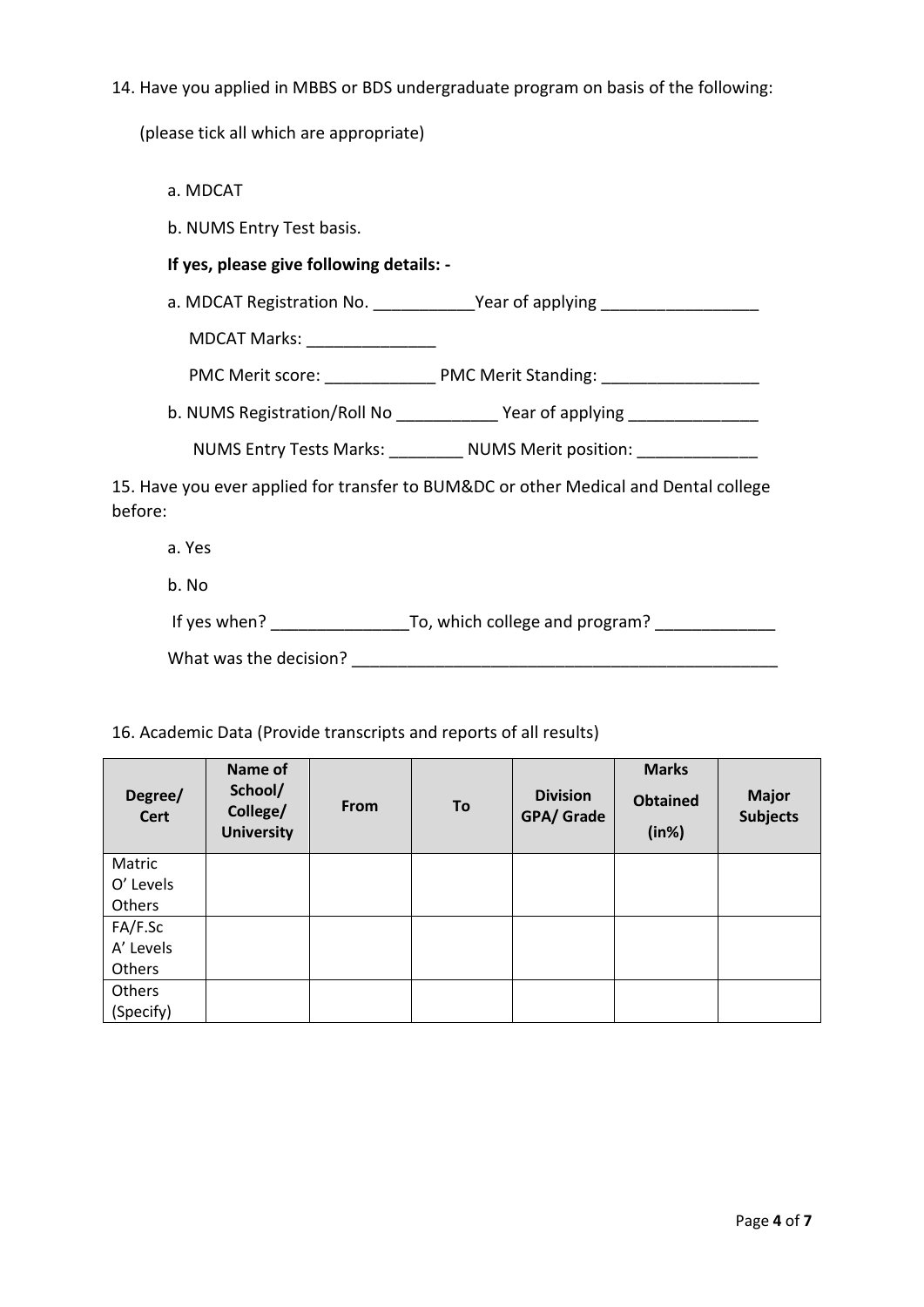14. Have you applied in MBBS or BDS undergraduate program on basis of the following:

(please tick all which are appropriate)

a. MDCAT

b. NUMS Entry Test basis.

**If yes, please give following details: -**

a. MDCAT Registration No. ___________Year of applying _________________

MDCAT Marks: ______________

PMC Merit score: ____________ PMC Merit Standing: _________________

b. NUMS Registration/Roll No ___________ Year of applying ______________

NUMS Entry Tests Marks: ________ NUMS Merit position: _____________

15. Have you ever applied for transfer to BUM&DC or other Medical and Dental college before:

a. Yes

b. No

If yes when? _______________To, which college and program? _____________

What was the decision? _______________________________________________

16. Academic Data (Provide transcripts and reports of all results)

| Degree/ Cert | Name of School/ College/ University | From | To | Division GPA/ Grade | Marks Obtained (in%) | Major Subjects |
|---|---|---|---|---|---|---|
| Matric<br>O' Levels<br>Others | | | | | | |
| FA/F.Sc<br>A' Levels<br>Others | | | | | | |
| Others (Specify) | | | | | | |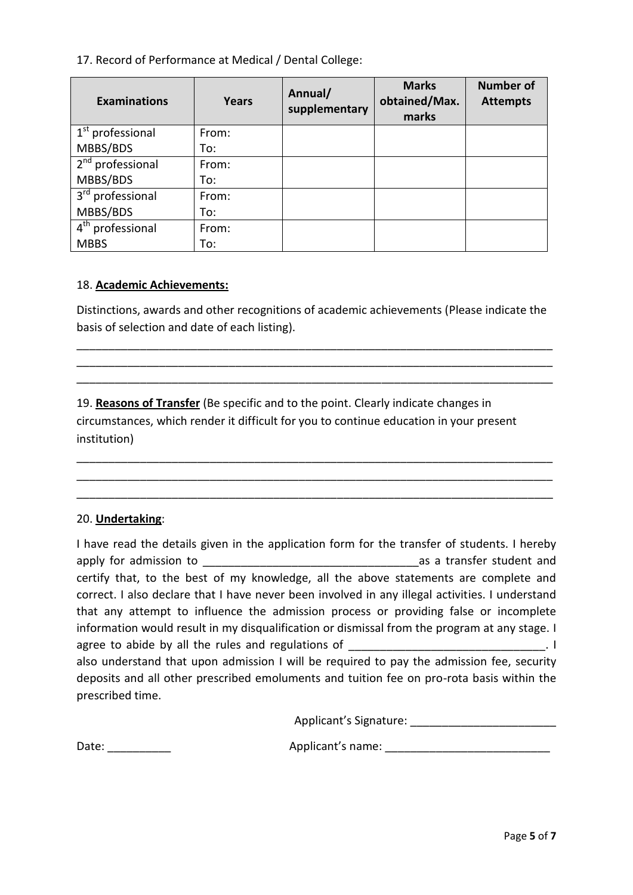17. Record of Performance at Medical / Dental College:

| Examinations | Years | Annual/ supplementary | Marks obtained/Max. marks | Number of Attempts |
|---|---|---|---|---|
| 1st professional MBBS/BDS | From: To: | | | |
| 2nd professional MBBS/BDS | From: To: | | | |
| 3rd professional MBBS/BDS | From: To: | | | |
| 4th professional MBBS | From: To: | | | |

18. **Academic Achievements:**

Distinctions, awards and other recognitions of academic achievements (Please indicate the basis of selection and date of each listing).

_____________________________________________________________________________
_____________________________________________________________________________
_____________________________________________________________________________

19. **Reasons of Transfer** (Be specific and to the point. Clearly indicate changes in circumstances, which render it difficult for you to continue education in your present institution)

_____________________________________________________________________________
_____________________________________________________________________________
_____________________________________________________________________________

20. **Undertaking**:

I have read the details given in the application form for the transfer of students. I hereby apply for admission to _________________________________as a transfer student and certify that, to the best of my knowledge, all the above statements are complete and correct. I also declare that I have never been involved in any illegal activities. I understand that any attempt to influence the admission process or providing false or incomplete information would result in my disqualification or dismissal from the program at any stage. I agree to abide by all the rules and regulations of _______________________________. I also understand that upon admission I will be required to pay the admission fee, security deposits and all other prescribed emoluments and tuition fee on pro-rota basis within the prescribed time.

Applicant's Signature: ______________________

Date: __________ Applicant's name: __________________________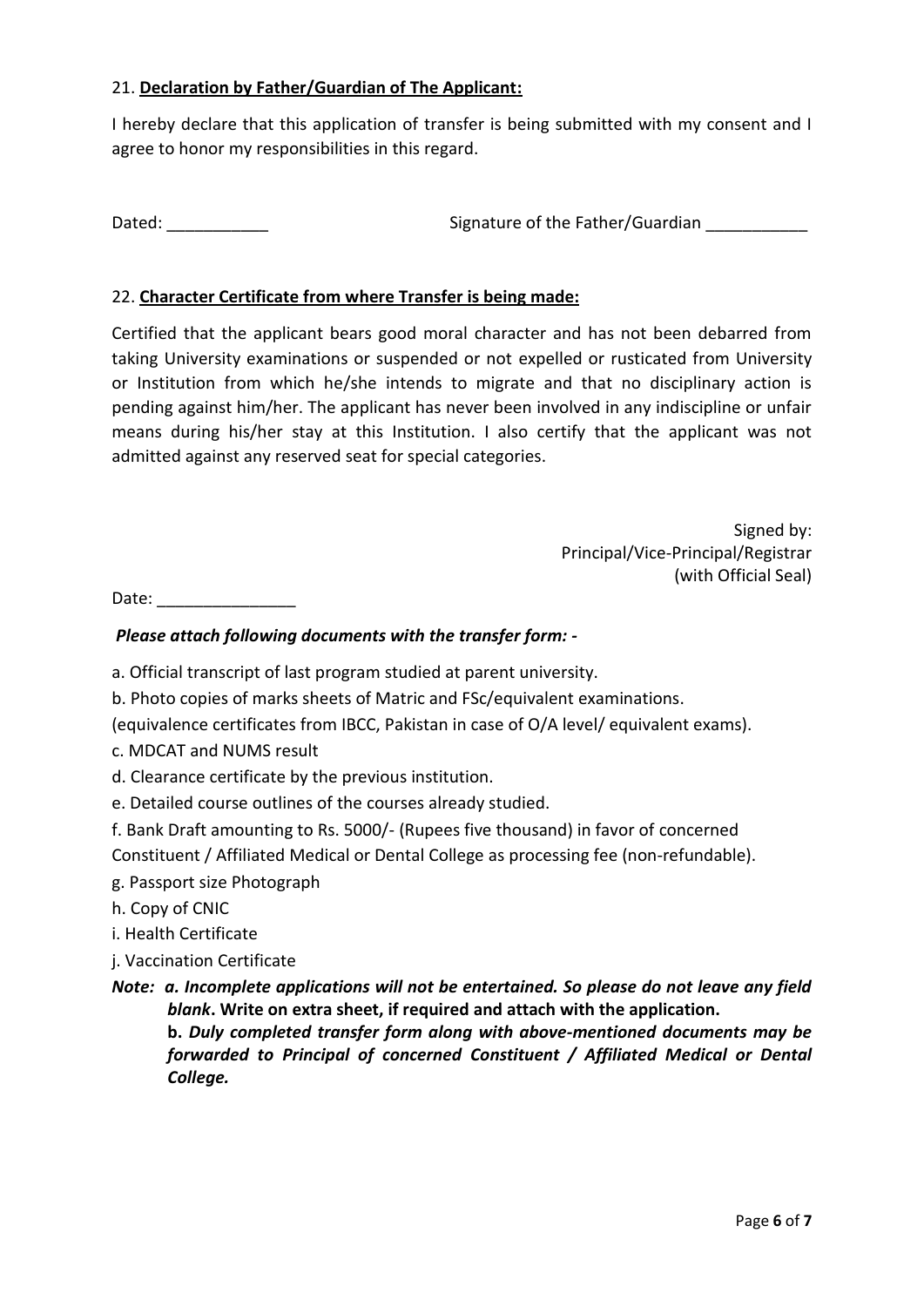21. **Declaration by Father/Guardian of The Applicant:**

I hereby declare that this application of transfer is being submitted with my consent and I agree to honor my responsibilities in this regard.

Dated: ___________ Signature of the Father/Guardian ___________

22. **Character Certificate from where Transfer is being made:**

Certified that the applicant bears good moral character and has not been debarred from taking University examinations or suspended or not expelled or rusticated from University or Institution from which he/she intends to migrate and that no disciplinary action is pending against him/her. The applicant has never been involved in any indiscipline or unfair means during his/her stay at this Institution. I also certify that the applicant was not admitted against any reserved seat for special categories.

Signed by:
Principal/Vice-Principal/Registrar
(with Official Seal)

Date: _______________

***Please attach following documents with the transfer form: -***

a. Official transcript of last program studied at parent university.

b. Photo copies of marks sheets of Matric and FSc/equivalent examinations.
(equivalence certificates from IBCC, Pakistan in case of O/A level/ equivalent exams).

c. MDCAT and NUMS result

d. Clearance certificate by the previous institution.

e. Detailed course outlines of the courses already studied.

f. Bank Draft amounting to Rs. 5000/- (Rupees five thousand) in favor of concerned Constituent / Affiliated Medical or Dental College as processing fee (non-refundable).

g. Passport size Photograph

h. Copy of CNIC

i. Health Certificate

j. Vaccination Certificate

***Note: a. Incomplete applications will not be entertained. So please do not leave any field blank*. Write on extra sheet, if required and attach with the application.**

**b.** ***Duly completed transfer form along with above-mentioned documents may be forwarded to Principal of concerned Constituent / Affiliated Medical or Dental College.***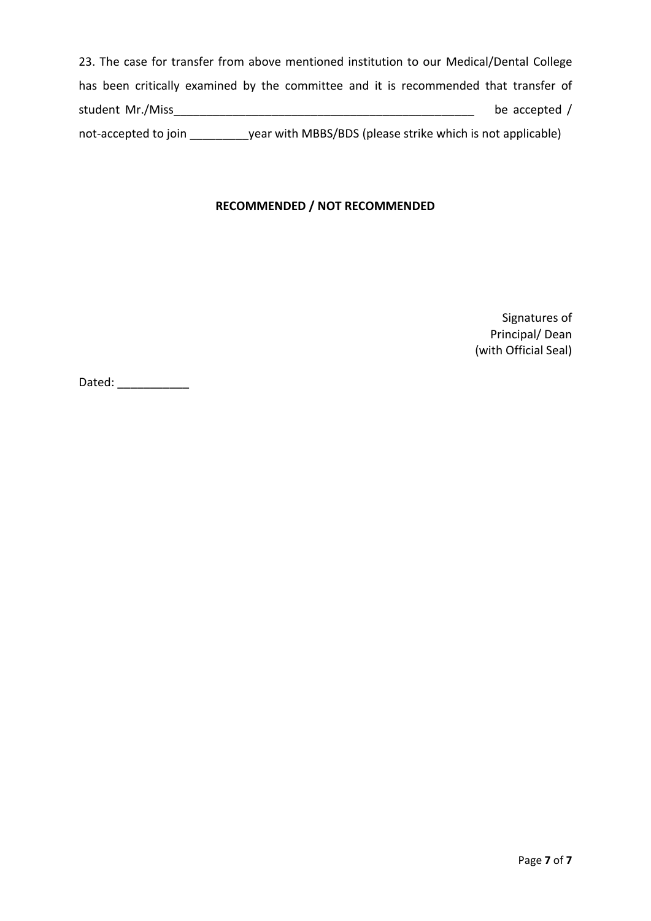23. The case for transfer from above mentioned institution to our Medical/Dental College has been critically examined by the committee and it is recommended that transfer of student Mr./Miss_________________________________________________ be accepted / not-accepted to join _________year with MBBS/BDS (please strike which is not applicable)

**RECOMMENDED / NOT RECOMMENDED**

Signatures of
Principal/ Dean
(with Official Seal)

Dated: ___________